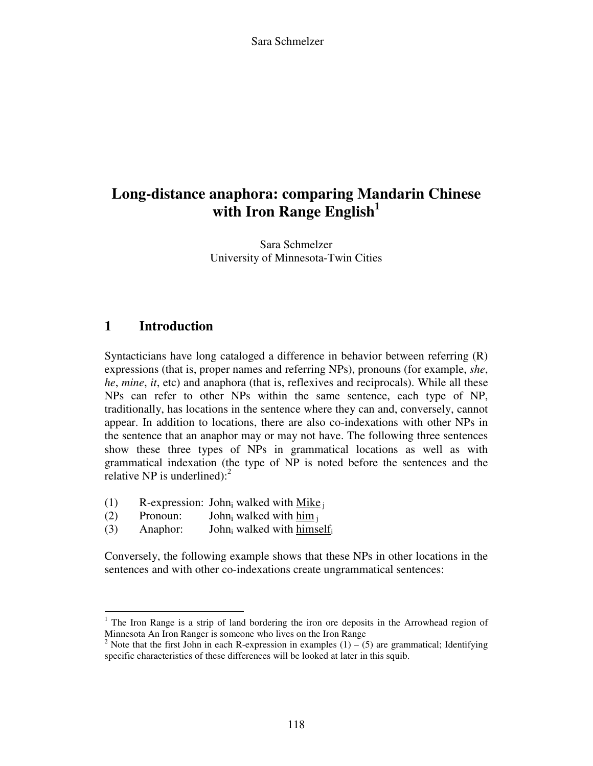# Long-distance anaphora: comparing Mandarin Chinese with Iron Range English[1]

Sara Schmelzer
University of Minnesota-Twin Cities

## 1 Introduction

Syntacticians have long cataloged a difference in behavior between referring (R) expressions (that is, proper names and referring NPs), pronouns (for example, *she*, *he*, *mine*, *it*, etc) and anaphora (that is, reflexives and reciprocals). While all these NPs can refer to other NPs within the same sentence, each type of NP, traditionally, has locations in the sentence where they can and, conversely, cannot appear. In addition to locations, there are also co-indexations with other NPs in the sentence that an anaphor may or may not have. The following three sentences show these three types of NPs in grammatical locations as well as with grammatical indexation (the type of NP is noted before the sentences and the relative NP is underlined):[2]

(1) R-expression: John$_i$ walked with <u>Mike</u>$_j$

(2) Pronoun: John$_i$ walked with <u>him</u>$_j$

(3) Anaphor: John$_i$ walked with <u>himself</u>$_i$

Conversely, the following example shows that these NPs in other locations in the sentences and with other co-indexations create ungrammatical sentences:

---

[1] The Iron Range is a strip of land bordering the iron ore deposits in the Arrowhead region of Minnesota An Iron Ranger is someone who lives on the Iron Range

[2] Note that the first John in each R-expression in examples (1) – (5) are grammatical; Identifying specific characteristics of these differences will be looked at later in this squib.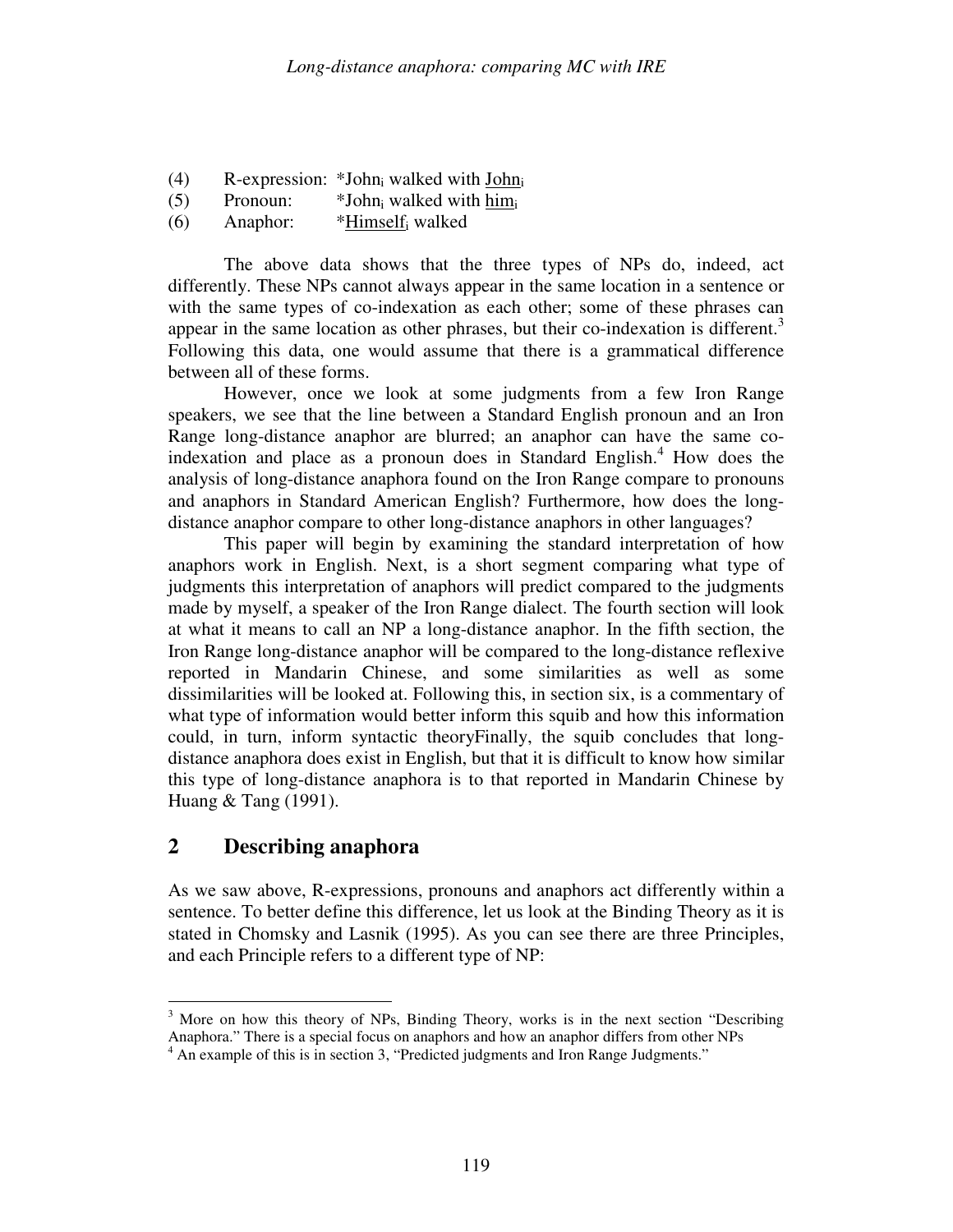(4) R-expression: *John$_i$ walked with <u>John</u>$_i$

(5) Pronoun: *John$_i$ walked with <u>him</u>$_i$

(6) Anaphor: *<u>Himself</u>$_i$ walked

The above data shows that the three types of NPs do, indeed, act differently. These NPs cannot always appear in the same location in a sentence or with the same types of co-indexation as each other; some of these phrases can appear in the same location as other phrases, but their co-indexation is different.[3] Following this data, one would assume that there is a grammatical difference between all of these forms.

However, once we look at some judgments from a few Iron Range speakers, we see that the line between a Standard English pronoun and an Iron Range long-distance anaphor are blurred; an anaphor can have the same co-indexation and place as a pronoun does in Standard English.[4] How does the analysis of long-distance anaphora found on the Iron Range compare to pronouns and anaphors in Standard American English? Furthermore, how does the long-distance anaphor compare to other long-distance anaphors in other languages?

This paper will begin by examining the standard interpretation of how anaphors work in English. Next, is a short segment comparing what type of judgments this interpretation of anaphors will predict compared to the judgments made by myself, a speaker of the Iron Range dialect. The fourth section will look at what it means to call an NP a long-distance anaphor. In the fifth section, the Iron Range long-distance anaphor will be compared to the long-distance reflexive reported in Mandarin Chinese, and some similarities as well as some dissimilarities will be looked at. Following this, in section six, is a commentary of what type of information would better inform this squib and how this information could, in turn, inform syntactic theoryFinally, the squib concludes that long-distance anaphora does exist in English, but that it is difficult to know how similar this type of long-distance anaphora is to that reported in Mandarin Chinese by Huang & Tang (1991).

## 2 Describing anaphora

As we saw above, R-expressions, pronouns and anaphors act differently within a sentence. To better define this difference, let us look at the Binding Theory as it is stated in Chomsky and Lasnik (1995). As you can see there are three Principles, and each Principle refers to a different type of NP:

---

[3] More on how this theory of NPs, Binding Theory, works is in the next section "Describing Anaphora." There is a special focus on anaphors and how an anaphor differs from other NPs

[4] An example of this is in section 3, "Predicted judgments and Iron Range Judgments."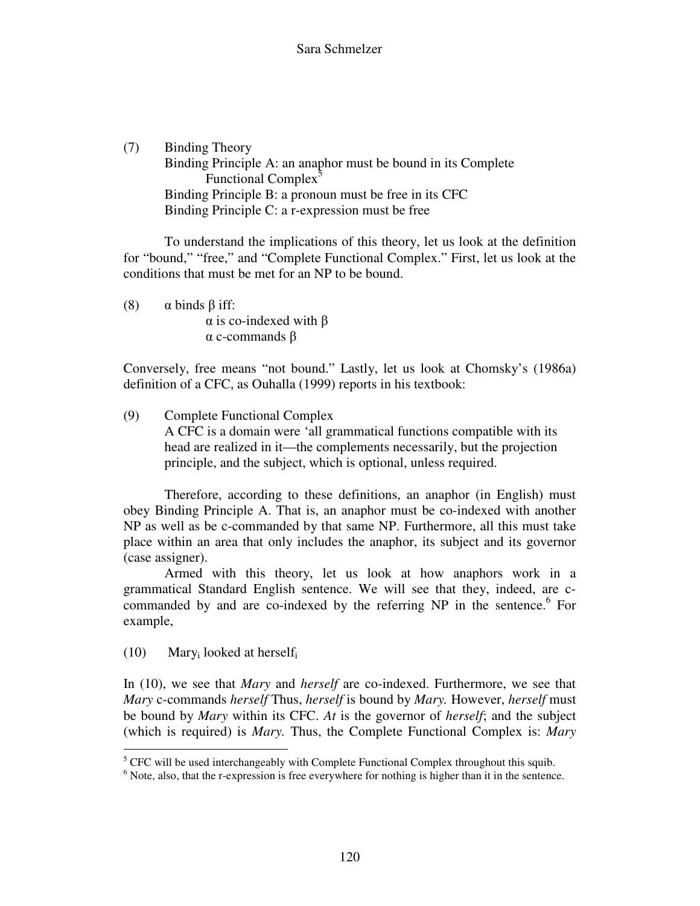(7) Binding Theory
Binding Principle A: an anaphor must be bound in its Complete Functional Complex[5]
Binding Principle B: a pronoun must be free in its CFC
Binding Principle C: a r-expression must be free

To understand the implications of this theory, let us look at the definition for "bound," "free," and "Complete Functional Complex." First, let us look at the conditions that must be met for an NP to be bound.

(8) $\alpha$ binds $\beta$ iff:
$\alpha$ is co-indexed with $\beta$
$\alpha$ c-commands $\beta$

Conversely, free means "not bound." Lastly, let us look at Chomsky's (1986a) definition of a CFC, as Ouhalla (1999) reports in his textbook:

(9) Complete Functional Complex
A CFC is a domain were 'all grammatical functions compatible with its head are realized in it—the complements necessarily, but the projection principle, and the subject, which is optional, unless required.

Therefore, according to these definitions, an anaphor (in English) must obey Binding Principle A. That is, an anaphor must be co-indexed with another NP as well as be c-commanded by that same NP. Furthermore, all this must take place within an area that only includes the anaphor, its subject and its governor (case assigner).

Armed with this theory, let us look at how anaphors work in a grammatical Standard English sentence. We will see that they, indeed, are c-commanded by and are co-indexed by the referring NP in the sentence.[6] For example,

(10) $\text{Mary}_i$ looked at $\text{herself}_i$

In (10), we see that *Mary* and *herself* are co-indexed. Furthermore, we see that *Mary* c-commands *herself* Thus, *herself* is bound by *Mary.* However, *herself* must be bound by *Mary* within its CFC. *At* is the governor of *herself*; and the subject (which is required) is *Mary.* Thus, the Complete Functional Complex is: *Mary*

[5] CFC will be used interchangeably with Complete Functional Complex throughout this squib.

[6] Note, also, that the r-expression is free everywhere for nothing is higher than it in the sentence.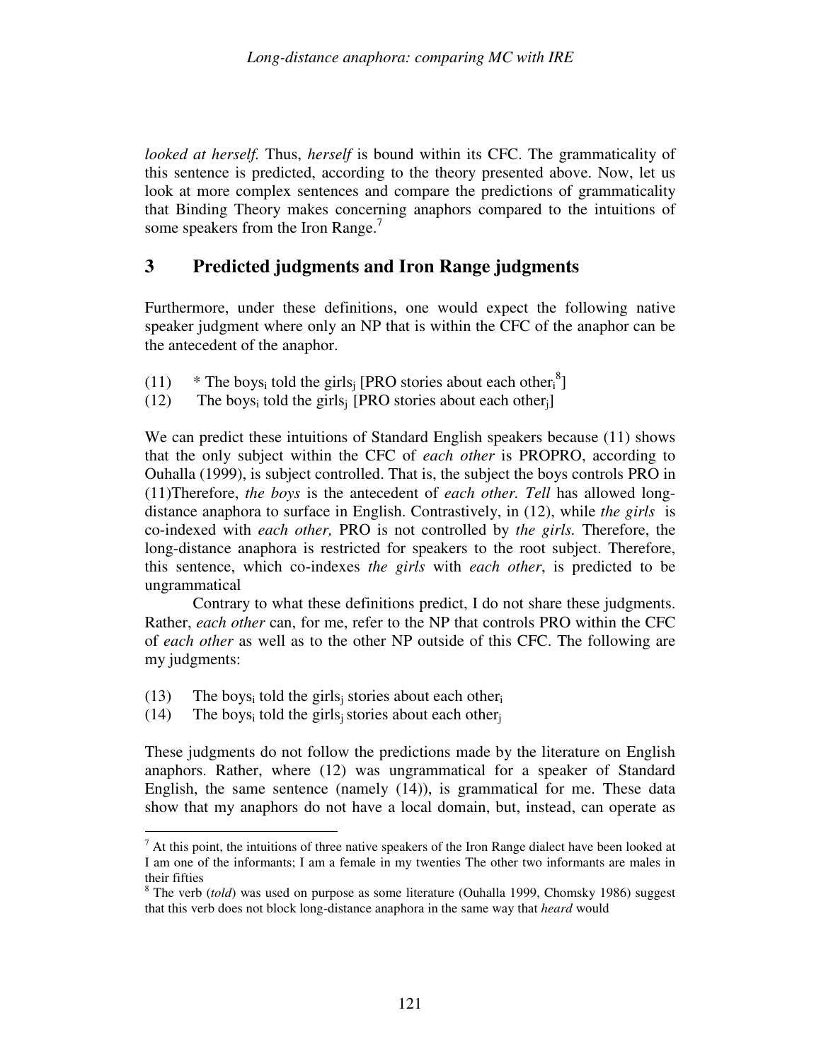*looked at herself.* Thus, *herself* is bound within its CFC. The grammaticality of this sentence is predicted, according to the theory presented above. Now, let us look at more complex sentences and compare the predictions of grammaticality that Binding Theory makes concerning anaphors compared to the intuitions of some speakers from the Iron Range.[7]

## 3 Predicted judgments and Iron Range judgments

Furthermore, under these definitions, one would expect the following native speaker judgment where only an NP that is within the CFC of the anaphor can be the antecedent of the anaphor.

(11) * The boys$_i$ told the girls$_j$ [PRO stories about each other$_i$[8]]

(12) The boys$_i$ told the girls$_j$ [PRO stories about each other$_j$]

We can predict these intuitions of Standard English speakers because (11) shows that the only subject within the CFC of *each other* is PROPRO, according to Ouhalla (1999), is subject controlled. That is, the subject the boys controls PRO in (11)Therefore, *the boys* is the antecedent of *each other. Tell* has allowed long-distance anaphora to surface in English. Contrastively, in (12), while *the girls* is co-indexed with *each other,* PRO is not controlled by *the girls.* Therefore, the long-distance anaphora is restricted for speakers to the root subject. Therefore, this sentence, which co-indexes *the girls* with *each other*, is predicted to be ungrammatical

Contrary to what these definitions predict, I do not share these judgments. Rather, *each other* can, for me, refer to the NP that controls PRO within the CFC of *each other* as well as to the other NP outside of this CFC. The following are my judgments:

(13) The boys$_i$ told the girls$_j$ stories about each other$_i$

(14) The boys$_i$ told the girls$_j$ stories about each other$_j$

These judgments do not follow the predictions made by the literature on English anaphors. Rather, where (12) was ungrammatical for a speaker of Standard English, the same sentence (namely (14)), is grammatical for me. These data show that my anaphors do not have a local domain, but, instead, can operate as

---

[7] At this point, the intuitions of three native speakers of the Iron Range dialect have been looked at I am one of the informants; I am a female in my twenties The other two informants are males in their fifties

[8] The verb (*told*) was used on purpose as some literature (Ouhalla 1999, Chomsky 1986) suggest that this verb does not block long-distance anaphora in the same way that *heard* would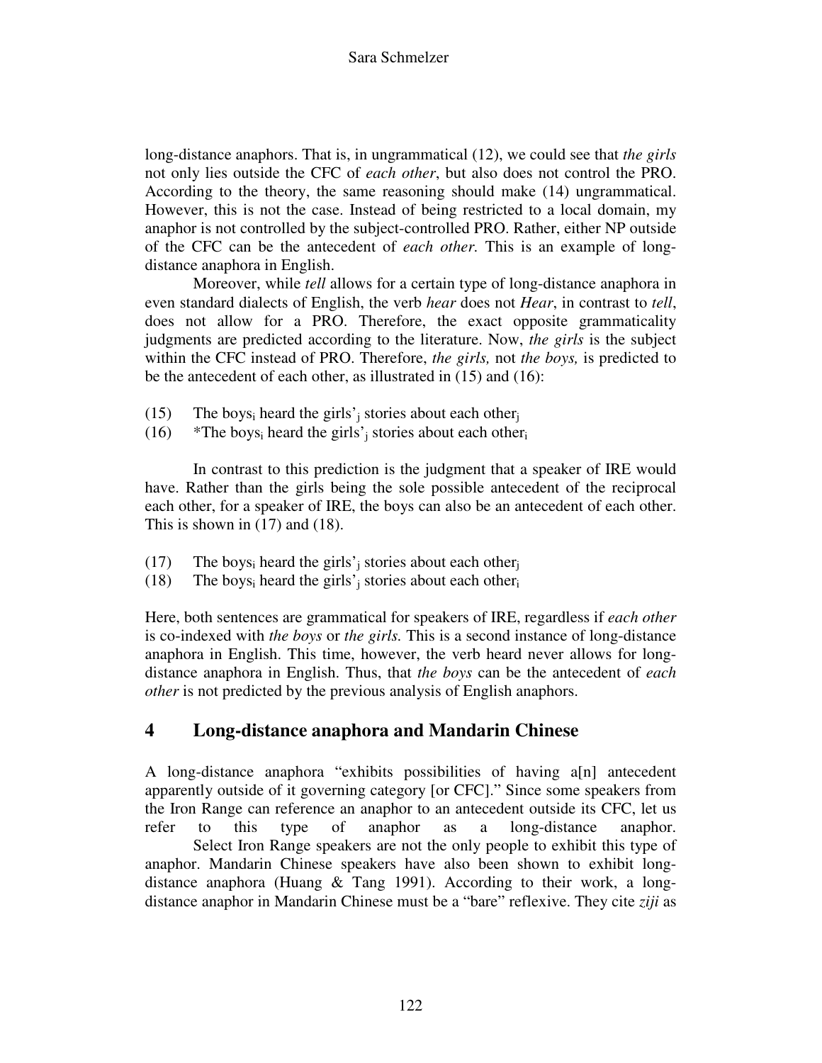long-distance anaphors. That is, in ungrammatical (12), we could see that *the girls* not only lies outside the CFC of *each other*, but also does not control the PRO. According to the theory, the same reasoning should make (14) ungrammatical. However, this is not the case. Instead of being restricted to a local domain, my anaphor is not controlled by the subject-controlled PRO. Rather, either NP outside of the CFC can be the antecedent of *each other.* This is an example of long-distance anaphora in English.

Moreover, while *tell* allows for a certain type of long-distance anaphora in even standard dialects of English, the verb *hear* does not *Hear*, in contrast to *tell*, does not allow for a PRO. Therefore, the exact opposite grammaticality judgments are predicted according to the literature. Now, *the girls* is the subject within the CFC instead of PRO. Therefore, *the girls,* not *the boys,* is predicted to be the antecedent of each other, as illustrated in (15) and (16):

(15) The boys$_i$ heard the girls'$_j$ stories about each other$_j$

(16) *The boys$_i$ heard the girls'$_j$ stories about each other$_i$

In contrast to this prediction is the judgment that a speaker of IRE would have. Rather than the girls being the sole possible antecedent of the reciprocal each other, for a speaker of IRE, the boys can also be an antecedent of each other. This is shown in (17) and (18).

(17) The boys$_i$ heard the girls'$_j$ stories about each other$_j$

(18) The boys$_i$ heard the girls'$_j$ stories about each other$_i$

Here, both sentences are grammatical for speakers of IRE, regardless if *each other* is co-indexed with *the boys* or *the girls.* This is a second instance of long-distance anaphora in English. This time, however, the verb heard never allows for long-distance anaphora in English. Thus, that *the boys* can be the antecedent of *each other* is not predicted by the previous analysis of English anaphors.

## 4 Long-distance anaphora and Mandarin Chinese

A long-distance anaphora "exhibits possibilities of having a[n] antecedent apparently outside of it governing category [or CFC]." Since some speakers from the Iron Range can reference an anaphor to an antecedent outside its CFC, let us refer to this type of anaphor as a long-distance anaphor.

Select Iron Range speakers are not the only people to exhibit this type of anaphor. Mandarin Chinese speakers have also been shown to exhibit long-distance anaphora (Huang & Tang 1991). According to their work, a long-distance anaphor in Mandarin Chinese must be a "bare" reflexive. They cite *ziji* as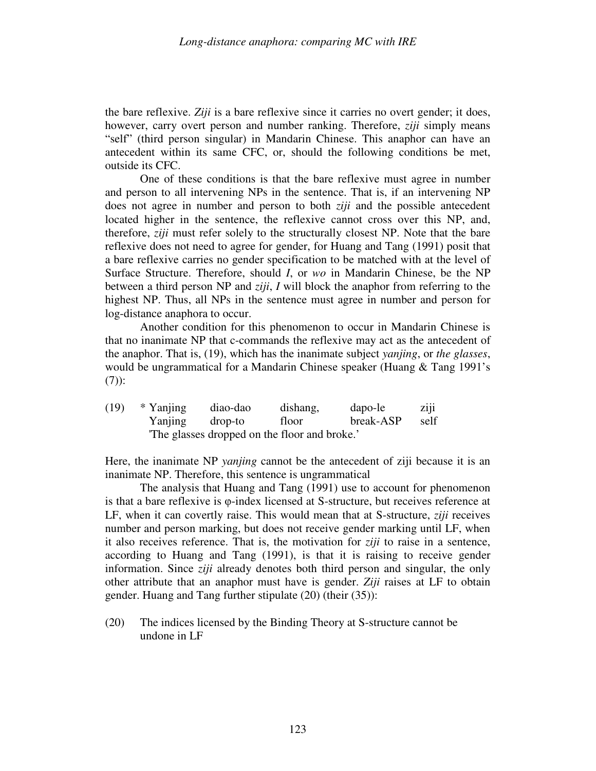the bare reflexive. *Ziji* is a bare reflexive since it carries no overt gender; it does, however, carry overt person and number ranking. Therefore, *ziji* simply means "self" (third person singular) in Mandarin Chinese. This anaphor can have an antecedent within its same CFC, or, should the following conditions be met, outside its CFC.

One of these conditions is that the bare reflexive must agree in number and person to all intervening NPs in the sentence. That is, if an intervening NP does not agree in number and person to both *ziji* and the possible antecedent located higher in the sentence, the reflexive cannot cross over this NP, and, therefore, *ziji* must refer solely to the structurally closest NP. Note that the bare reflexive does not need to agree for gender, for Huang and Tang (1991) posit that a bare reflexive carries no gender specification to be matched with at the level of Surface Structure. Therefore, should *I*, or *wo* in Mandarin Chinese, be the NP between a third person NP and *ziji*, *I* will block the anaphor from referring to the highest NP. Thus, all NPs in the sentence must agree in number and person for log-distance anaphora to occur.

Another condition for this phenomenon to occur in Mandarin Chinese is that no inanimate NP that c-commands the reflexive may act as the antecedent of the anaphor. That is, (19), which has the inanimate subject *yanjing*, or *the glasses*, would be ungrammatical for a Mandarin Chinese speaker (Huang & Tang 1991's (7)):

(19) * Yanjing   diao-dao   dishang,   dapo-le   ziji
       Yanjing   drop-to   floor   break-ASP   self
       'The glasses dropped on the floor and broke.'

Here, the inanimate NP *yanjing* cannot be the antecedent of ziji because it is an inanimate NP. Therefore, this sentence is ungrammatical

The analysis that Huang and Tang (1991) use to account for phenomenon is that a bare reflexive is φ-index licensed at S-structure, but receives reference at LF, when it can covertly raise. This would mean that at S-structure, *ziji* receives number and person marking, but does not receive gender marking until LF, when it also receives reference. That is, the motivation for *ziji* to raise in a sentence, according to Huang and Tang (1991), is that it is raising to receive gender information. Since *ziji* already denotes both third person and singular, the only other attribute that an anaphor must have is gender. *Ziji* raises at LF to obtain gender. Huang and Tang further stipulate (20) (their (35)):

(20) The indices licensed by the Binding Theory at S-structure cannot be undone in LF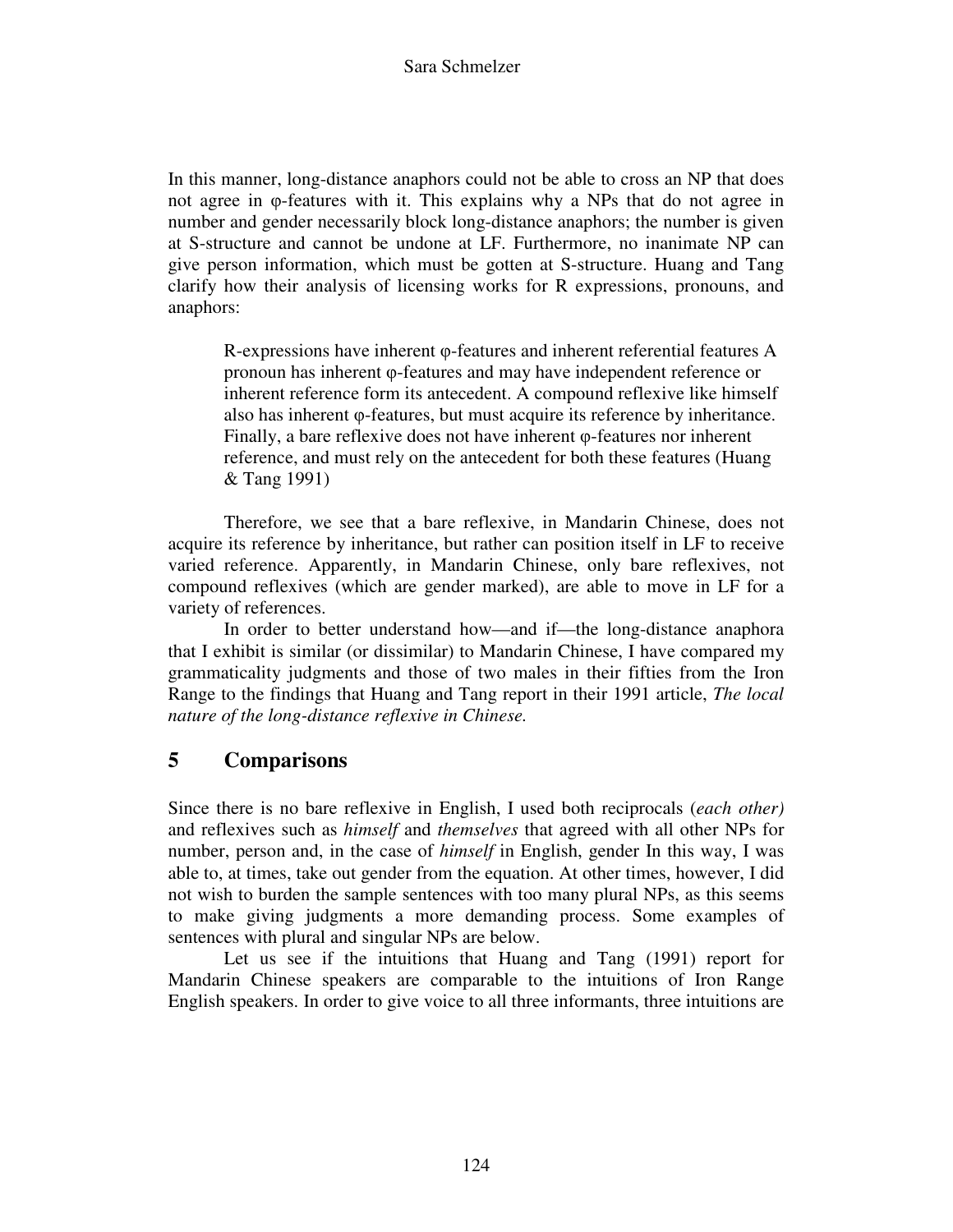In this manner, long-distance anaphors could not be able to cross an NP that does not agree in φ-features with it. This explains why a NPs that do not agree in number and gender necessarily block long-distance anaphors; the number is given at S-structure and cannot be undone at LF. Furthermore, no inanimate NP can give person information, which must be gotten at S-structure. Huang and Tang clarify how their analysis of licensing works for R expressions, pronouns, and anaphors:

> R-expressions have inherent φ-features and inherent referential features A pronoun has inherent φ-features and may have independent reference or inherent reference form its antecedent. A compound reflexive like himself also has inherent φ-features, but must acquire its reference by inheritance. Finally, a bare reflexive does not have inherent φ-features nor inherent reference, and must rely on the antecedent for both these features (Huang & Tang 1991)

Therefore, we see that a bare reflexive, in Mandarin Chinese, does not acquire its reference by inheritance, but rather can position itself in LF to receive varied reference. Apparently, in Mandarin Chinese, only bare reflexives, not compound reflexives (which are gender marked), are able to move in LF for a variety of references.

In order to better understand how—and if—the long-distance anaphora that I exhibit is similar (or dissimilar) to Mandarin Chinese, I have compared my grammaticality judgments and those of two males in their fifties from the Iron Range to the findings that Huang and Tang report in their 1991 article, *The local nature of the long-distance reflexive in Chinese.*

## 5 Comparisons

Since there is no bare reflexive in English, I used both reciprocals (*each other)* and reflexives such as *himself* and *themselves* that agreed with all other NPs for number, person and, in the case of *himself* in English, gender In this way, I was able to, at times, take out gender from the equation. At other times, however, I did not wish to burden the sample sentences with too many plural NPs, as this seems to make giving judgments a more demanding process. Some examples of sentences with plural and singular NPs are below.

Let us see if the intuitions that Huang and Tang (1991) report for Mandarin Chinese speakers are comparable to the intuitions of Iron Range English speakers. In order to give voice to all three informants, three intuitions are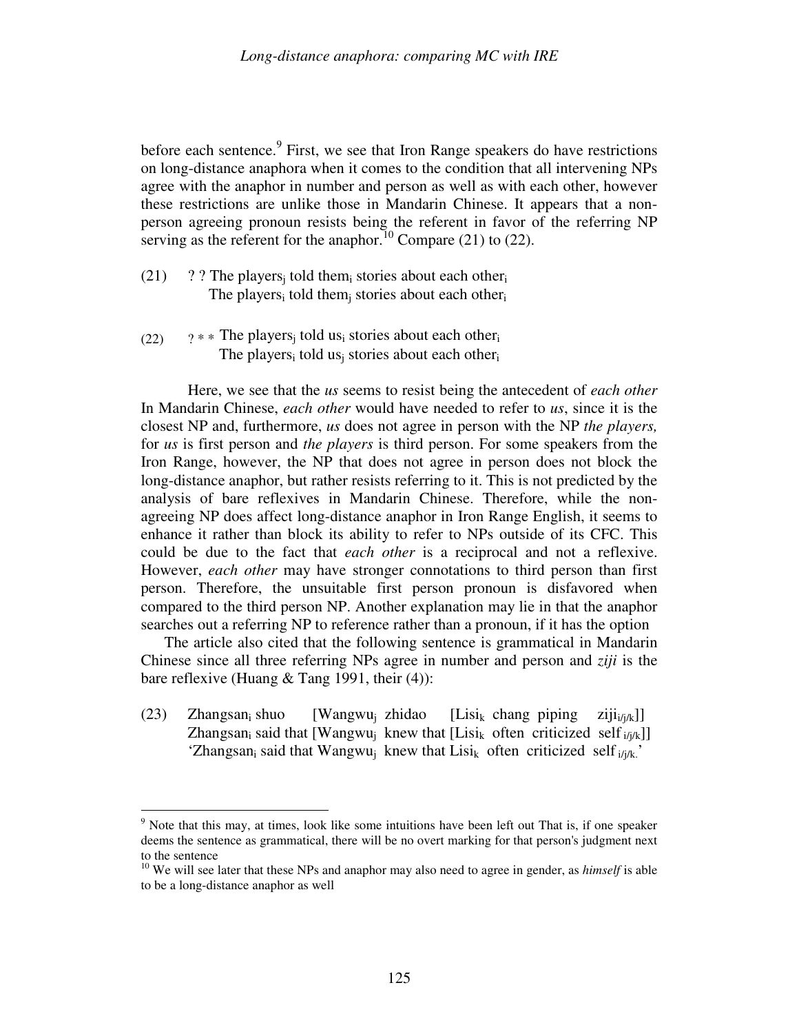before each sentence.[9] First, we see that Iron Range speakers do have restrictions on long-distance anaphora when it comes to the condition that all intervening NPs agree with the anaphor in number and person as well as with each other, however these restrictions are unlike those in Mandarin Chinese. It appears that a non-person agreeing pronoun resists being the referent in favor of the referring NP serving as the referent for the anaphor.[10] Compare (21) to (22).

(21) ? ? The players$_j$ told them$_i$ stories about each other$_i$
The players$_i$ told them$_j$ stories about each other$_i$

(22) ? \* \* The players$_j$ told us$_i$ stories about each other$_i$
The players$_i$ told us$_j$ stories about each other$_i$

Here, we see that the *us* seems to resist being the antecedent of *each other* In Mandarin Chinese, *each other* would have needed to refer to *us*, since it is the closest NP and, furthermore, *us* does not agree in person with the NP *the players,* for *us* is first person and *the players* is third person. For some speakers from the Iron Range, however, the NP that does not agree in person does not block the long-distance anaphor, but rather resists referring to it. This is not predicted by the analysis of bare reflexives in Mandarin Chinese. Therefore, while the non-agreeing NP does affect long-distance anaphor in Iron Range English, it seems to enhance it rather than block its ability to refer to NPs outside of its CFC. This could be due to the fact that *each other* is a reciprocal and not a reflexive. However, *each other* may have stronger connotations to third person than first person. Therefore, the unsuitable first person pronoun is disfavored when compared to the third person NP. Another explanation may lie in that the anaphor searches out a referring NP to reference rather than a pronoun, if it has the option

The article also cited that the following sentence is grammatical in Mandarin Chinese since all three referring NPs agree in number and person and *ziji* is the bare reflexive (Huang & Tang 1991, their (4)):

(23) Zhangsan$_i$ shuo [Wangwu$_j$ zhidao [Lisi$_k$ chang piping ziji$_{i/j/k}$]]
Zhangsan$_i$ said that [Wangwu$_j$ knew that [Lisi$_k$ often criticized self$_{i/j/k}$]]
'Zhangsan$_i$ said that Wangwu$_j$ knew that Lisi$_k$ often criticized self$_{i/j/k.}$'

---

[9] Note that this may, at times, look like some intuitions have been left out That is, if one speaker deems the sentence as grammatical, there will be no overt marking for that person's judgment next to the sentence

[10] We will see later that these NPs and anaphor may also need to agree in gender, as *himself* is able to be a long-distance anaphor as well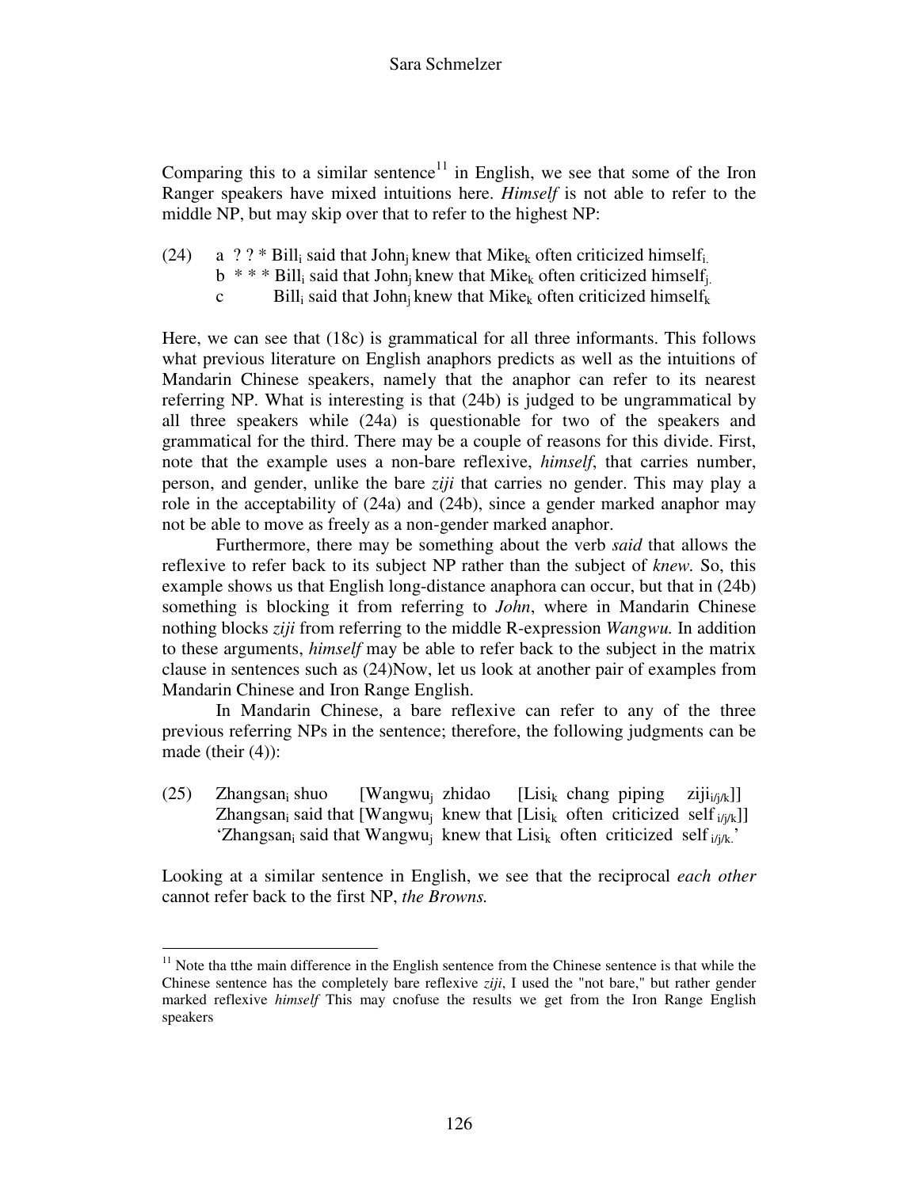Comparing this to a similar sentence[11] in English, we see that some of the Iron Ranger speakers have mixed intuitions here. *Himself* is not able to refer to the middle NP, but may skip over that to refer to the highest NP:

(24) a ? ? * $\text{Bill}_i$ said that $\text{John}_j$ knew that $\text{Mike}_k$ often criticized $\text{himself}_i$.
  b * * * $\text{Bill}_i$ said that $\text{John}_j$ knew that $\text{Mike}_k$ often criticized $\text{himself}_j$.
  c $\text{Bill}_i$ said that $\text{John}_j$ knew that $\text{Mike}_k$ often criticized $\text{himself}_k$

Here, we can see that (18c) is grammatical for all three informants. This follows what previous literature on English anaphors predicts as well as the intuitions of Mandarin Chinese speakers, namely that the anaphor can refer to its nearest referring NP. What is interesting is that (24b) is judged to be ungrammatical by all three speakers while (24a) is questionable for two of the speakers and grammatical for the third. There may be a couple of reasons for this divide. First, note that the example uses a non-bare reflexive, *himself*, that carries number, person, and gender, unlike the bare *ziji* that carries no gender. This may play a role in the acceptability of (24a) and (24b), since a gender marked anaphor may not be able to move as freely as a non-gender marked anaphor.

Furthermore, there may be something about the verb *said* that allows the reflexive to refer back to its subject NP rather than the subject of *knew*. So, this example shows us that English long-distance anaphora can occur, but that in (24b) something is blocking it from referring to *John*, where in Mandarin Chinese nothing blocks *ziji* from referring to the middle R-expression *Wangwu.* In addition to these arguments, *himself* may be able to refer back to the subject in the matrix clause in sentences such as (24)Now, let us look at another pair of examples from Mandarin Chinese and Iron Range English.

In Mandarin Chinese, a bare reflexive can refer to any of the three previous referring NPs in the sentence; therefore, the following judgments can be made (their (4)):

(25) $\text{Zhangsan}_i$ shuo [$\text{Wangwu}_j$ zhidao [$\text{Lisi}_k$ chang piping $\text{ziji}_{i/j/k}$]]
  $\text{Zhangsan}_i$ said that [$\text{Wangwu}_j$ knew that [$\text{Lisi}_k$ often criticized $\text{self}_{i/j/k}$]]
  '$\text{Zhangsan}_i$ said that $\text{Wangwu}_j$ knew that $\text{Lisi}_k$ often criticized $\text{self}_{i/j/k}$.'

Looking at a similar sentence in English, we see that the reciprocal *each other* cannot refer back to the first NP, *the Browns.*

[11] Note tha tthe main difference in the English sentence from the Chinese sentence is that while the Chinese sentence has the completely bare reflexive *ziji*, I used the "not bare," but rather gender marked reflexive *himself* This may cnofuse the results we get from the Iron Range English speakers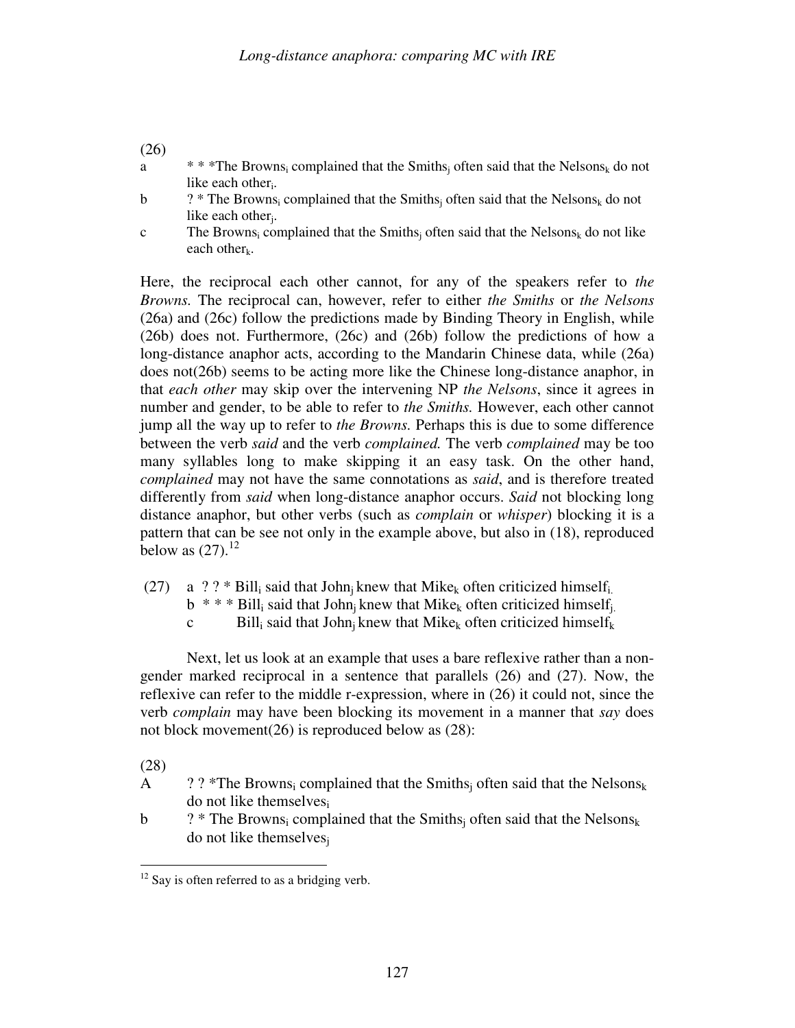(26)

a    * * *The Browns$_i$ complained that the Smiths$_j$ often said that the Nelsons$_k$ do not like each other$_i$.

b    ? * The Browns$_i$ complained that the Smiths$_j$ often said that the Nelsons$_k$ do not like each other$_j$.

c    The Browns$_i$ complained that the Smiths$_j$ often said that the Nelsons$_k$ do not like each other$_k$.

Here, the reciprocal each other cannot, for any of the speakers refer to *the Browns.* The reciprocal can, however, refer to either *the Smiths* or *the Nelsons* (26a) and (26c) follow the predictions made by Binding Theory in English, while (26b) does not. Furthermore, (26c) and (26b) follow the predictions of how a long-distance anaphor acts, according to the Mandarin Chinese data, while (26a) does not(26b) seems to be acting more like the Chinese long-distance anaphor, in that *each other* may skip over the intervening NP *the Nelsons*, since it agrees in number and gender, to be able to refer to *the Smiths.* However, each other cannot jump all the way up to refer to *the Browns.* Perhaps this is due to some difference between the verb *said* and the verb *complained.* The verb *complained* may be too many syllables long to make skipping it an easy task. On the other hand, *complained* may not have the same connotations as *said*, and is therefore treated differently from *said* when long-distance anaphor occurs. *Said* not blocking long distance anaphor, but other verbs (such as *complain* or *whisper*) blocking it is a pattern that can be see not only in the example above, but also in (18), reproduced below as (27).[12]

(27)    a  ? ? * Bill$_i$ said that John$_j$ knew that Mike$_k$ often criticized himself$_i$.

b  * * * Bill$_i$ said that John$_j$ knew that Mike$_k$ often criticized himself$_j$.

c    Bill$_i$ said that John$_j$ knew that Mike$_k$ often criticized himself$_k$

Next, let us look at an example that uses a bare reflexive rather than a non-gender marked reciprocal in a sentence that parallels (26) and (27). Now, the reflexive can refer to the middle r-expression, where in (26) it could not, since the verb *complain* may have been blocking its movement in a manner that *say* does not block movement(26) is reproduced below as (28):

(28)

A    ? ? *The Browns$_i$ complained that the Smiths$_j$ often said that the Nelsons$_k$ do not like themselves$_i$

b    ? * The Browns$_i$ complained that the Smiths$_j$ often said that the Nelsons$_k$ do not like themselves$_j$

[12] Say is often referred to as a bridging verb.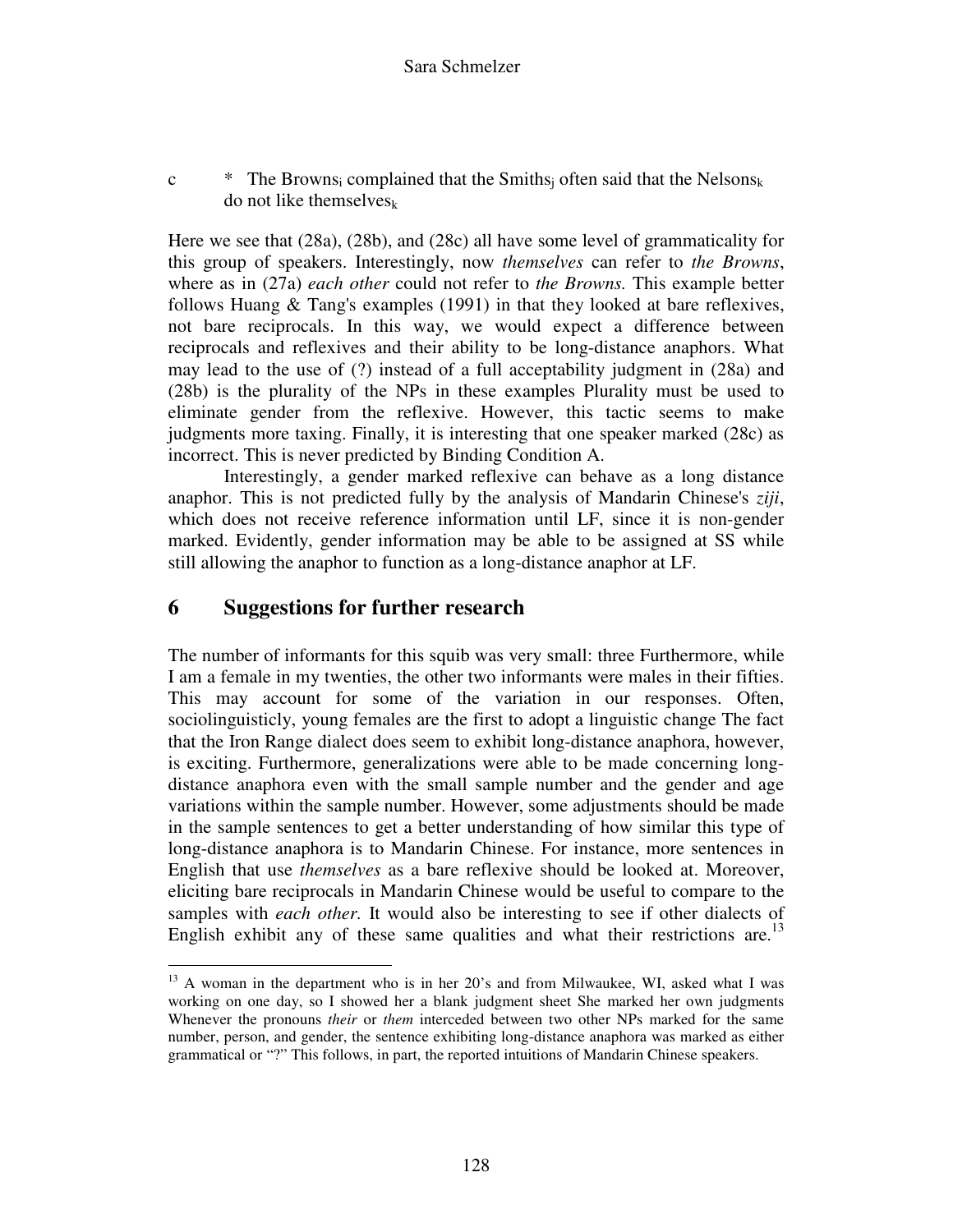c * The Browns$_i$ complained that the Smiths$_j$ often said that the Nelsons$_k$ do not like themselves$_k$

Here we see that (28a), (28b), and (28c) all have some level of grammaticality for this group of speakers. Interestingly, now *themselves* can refer to *the Browns*, where as in (27a) *each other* could not refer to *the Browns.* This example better follows Huang & Tang's examples (1991) in that they looked at bare reflexives, not bare reciprocals. In this way, we would expect a difference between reciprocals and reflexives and their ability to be long-distance anaphors. What may lead to the use of (?) instead of a full acceptability judgment in (28a) and (28b) is the plurality of the NPs in these examples Plurality must be used to eliminate gender from the reflexive. However, this tactic seems to make judgments more taxing. Finally, it is interesting that one speaker marked (28c) as incorrect. This is never predicted by Binding Condition A.

Interestingly, a gender marked reflexive can behave as a long distance anaphor. This is not predicted fully by the analysis of Mandarin Chinese's *ziji*, which does not receive reference information until LF, since it is non-gender marked. Evidently, gender information may be able to be assigned at SS while still allowing the anaphor to function as a long-distance anaphor at LF.

## 6 Suggestions for further research

The number of informants for this squib was very small: three Furthermore, while I am a female in my twenties, the other two informants were males in their fifties. This may account for some of the variation in our responses. Often, sociolinguisticly, young females are the first to adopt a linguistic change The fact that the Iron Range dialect does seem to exhibit long-distance anaphora, however, is exciting. Furthermore, generalizations were able to be made concerning long-distance anaphora even with the small sample number and the gender and age variations within the sample number. However, some adjustments should be made in the sample sentences to get a better understanding of how similar this type of long-distance anaphora is to Mandarin Chinese. For instance, more sentences in English that use *themselves* as a bare reflexive should be looked at. Moreover, eliciting bare reciprocals in Mandarin Chinese would be useful to compare to the samples with *each other.* It would also be interesting to see if other dialects of English exhibit any of these same qualities and what their restrictions are.[13]

---

[13] A woman in the department who is in her 20's and from Milwaukee, WI, asked what I was working on one day, so I showed her a blank judgment sheet She marked her own judgments Whenever the pronouns *their* or *them* interceded between two other NPs marked for the same number, person, and gender, the sentence exhibiting long-distance anaphora was marked as either grammatical or "?" This follows, in part, the reported intuitions of Mandarin Chinese speakers.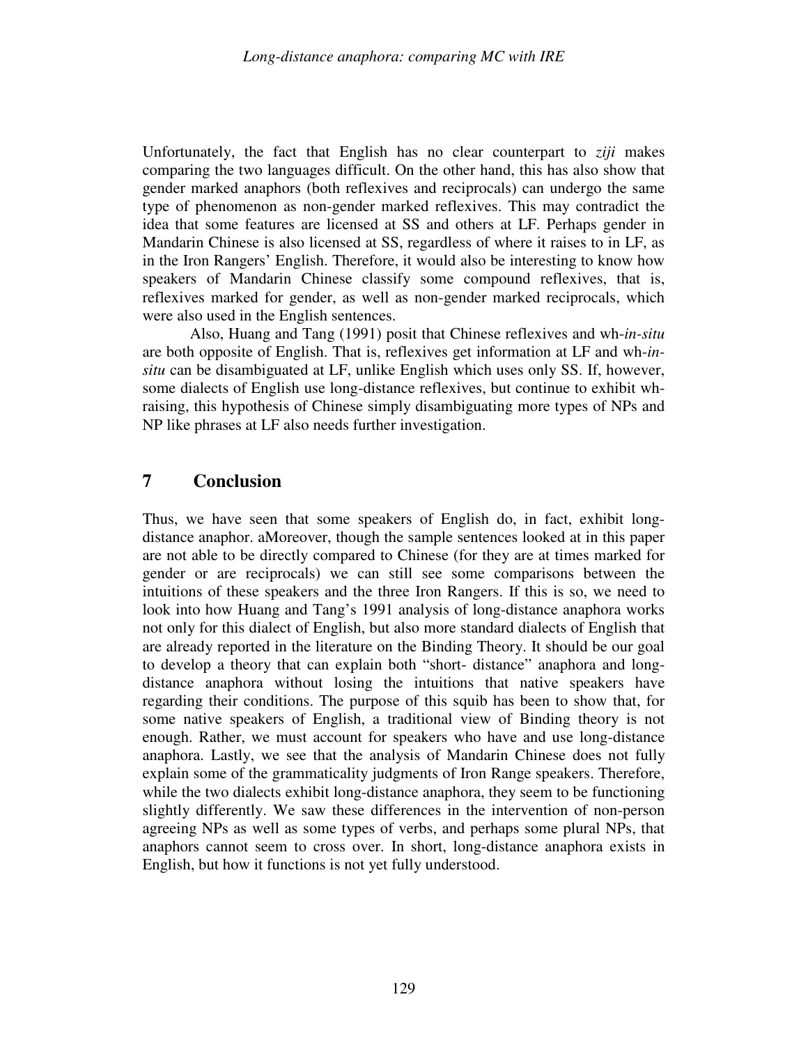Unfortunately, the fact that English has no clear counterpart to *ziji* makes comparing the two languages difficult. On the other hand, this has also show that gender marked anaphors (both reflexives and reciprocals) can undergo the same type of phenomenon as non-gender marked reflexives. This may contradict the idea that some features are licensed at SS and others at LF. Perhaps gender in Mandarin Chinese is also licensed at SS, regardless of where it raises to in LF, as in the Iron Rangers' English. Therefore, it would also be interesting to know how speakers of Mandarin Chinese classify some compound reflexives, that is, reflexives marked for gender, as well as non-gender marked reciprocals, which were also used in the English sentences.

Also, Huang and Tang (1991) posit that Chinese reflexives and wh-*in-situ* are both opposite of English. That is, reflexives get information at LF and wh-*in-situ* can be disambiguated at LF, unlike English which uses only SS. If, however, some dialects of English use long-distance reflexives, but continue to exhibit wh-raising, this hypothesis of Chinese simply disambiguating more types of NPs and NP like phrases at LF also needs further investigation.

## 7 Conclusion

Thus, we have seen that some speakers of English do, in fact, exhibit long-distance anaphor. aMoreover, though the sample sentences looked at in this paper are not able to be directly compared to Chinese (for they are at times marked for gender or are reciprocals) we can still see some comparisons between the intuitions of these speakers and the three Iron Rangers. If this is so, we need to look into how Huang and Tang's 1991 analysis of long-distance anaphora works not only for this dialect of English, but also more standard dialects of English that are already reported in the literature on the Binding Theory. It should be our goal to develop a theory that can explain both "short- distance" anaphora and long-distance anaphora without losing the intuitions that native speakers have regarding their conditions. The purpose of this squib has been to show that, for some native speakers of English, a traditional view of Binding theory is not enough. Rather, we must account for speakers who have and use long-distance anaphora. Lastly, we see that the analysis of Mandarin Chinese does not fully explain some of the grammaticality judgments of Iron Range speakers. Therefore, while the two dialects exhibit long-distance anaphora, they seem to be functioning slightly differently. We saw these differences in the intervention of non-person agreeing NPs as well as some types of verbs, and perhaps some plural NPs, that anaphors cannot seem to cross over. In short, long-distance anaphora exists in English, but how it functions is not yet fully understood.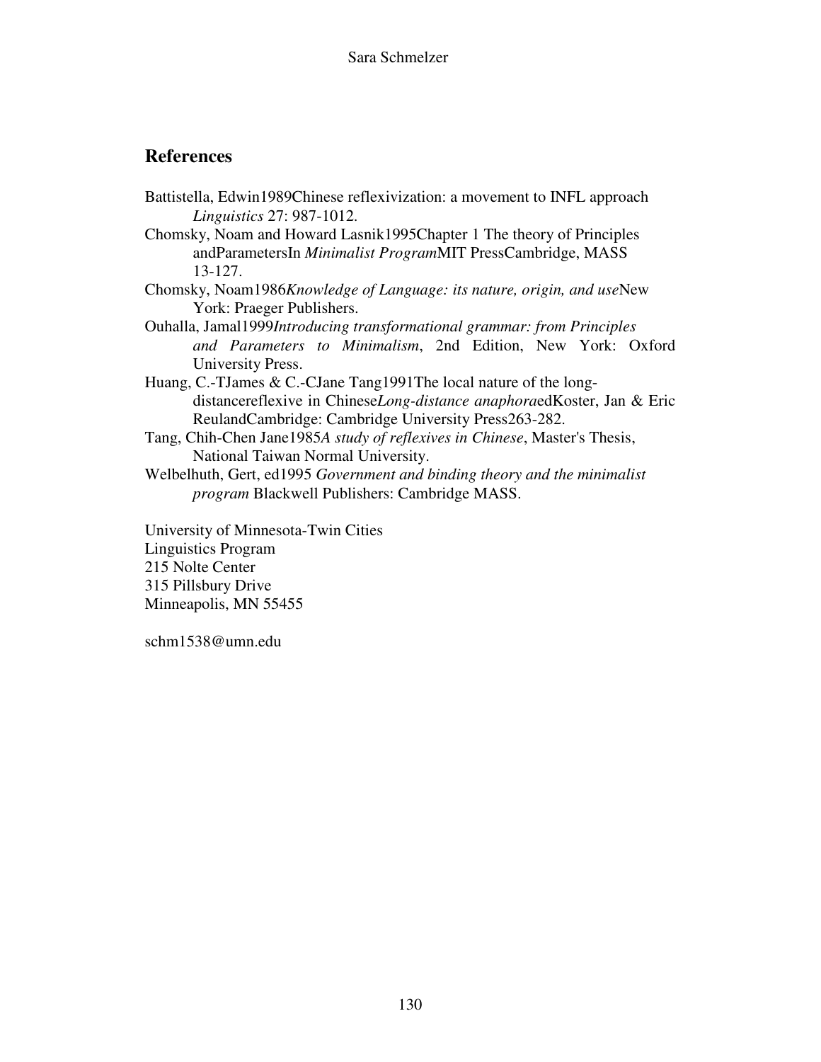## References

Battistella, Edwin1989Chinese reflexivization: a movement to INFL approach *Linguistics* 27: 987-1012.

Chomsky, Noam and Howard Lasnik1995Chapter 1 The theory of Principles andParametersIn *Minimalist Program*MIT PressCambridge, MASS 13-127.

Chomsky, Noam1986*Knowledge of Language: its nature, origin, and use*New York: Praeger Publishers.

Ouhalla, Jamal1999*Introducing transformational grammar: from Principles and Parameters to Minimalism*, 2nd Edition, New York: Oxford University Press.

Huang, C.-TJames & C.-CJane Tang1991The local nature of the long-distancereflexive in Chinese*Long-distance anaphora*edKoster, Jan & Eric ReulandCambridge: Cambridge University Press263-282.

Tang, Chih-Chen Jane1985*A study of reflexives in Chinese*, Master's Thesis, National Taiwan Normal University.

Welbelhuth, Gert, ed1995 *Government and binding theory and the minimalist program* Blackwell Publishers: Cambridge MASS.

University of Minnesota-Twin Cities
Linguistics Program
215 Nolte Center
315 Pillsbury Drive
Minneapolis, MN 55455

schm1538@umn.edu